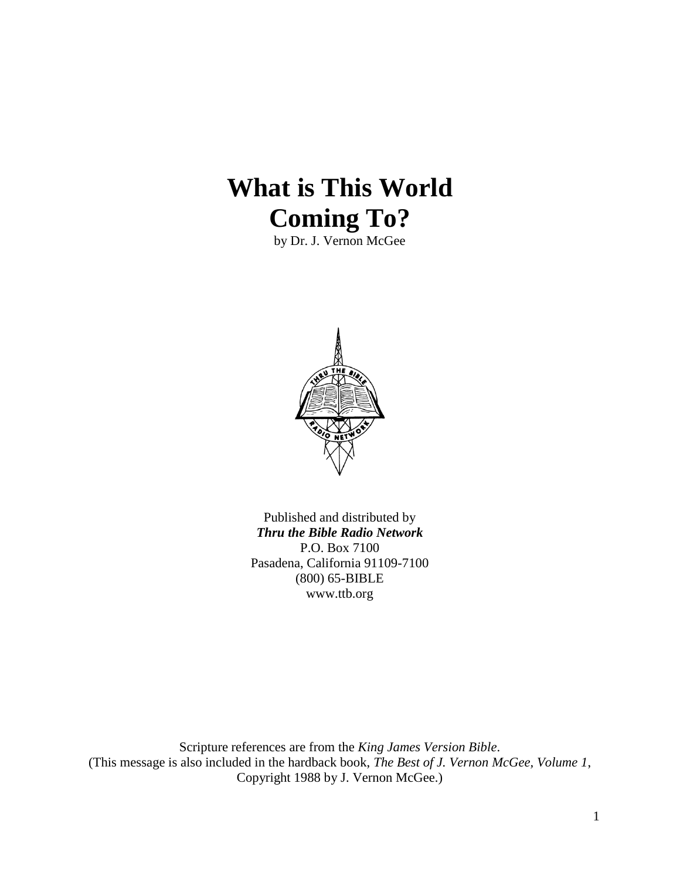# What is This World Coming To?

by Dr. J. Vernon McGee

Published and distributed by
***Thru the Bible Radio Network***
P.O. Box 7100
Pasadena, California 91109-7100
(800) 65-BIBLE
www.ttb.org

Scripture references are from the *King James Version Bible*.
(This message is also included in the hardback book, *The Best of J. Vernon McGee, Volume 1*, Copyright 1988 by J. Vernon McGee.)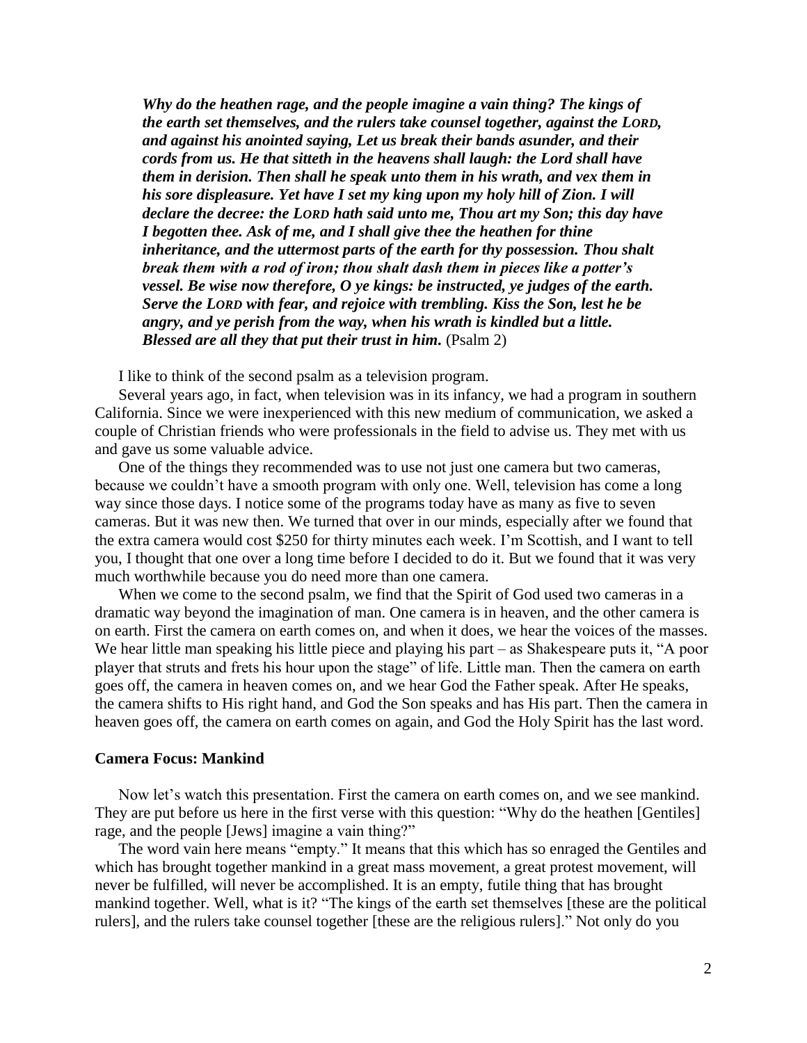***Why do the heathen rage, and the people imagine a vain thing? The kings of the earth set themselves, and the rulers take counsel together, against the LORD, and against his anointed saying, Let us break their bands asunder, and their cords from us. He that sitteth in the heavens shall laugh: the Lord shall have them in derision. Then shall he speak unto them in his wrath, and vex them in his sore displeasure. Yet have I set my king upon my holy hill of Zion. I will declare the decree: the LORD hath said unto me, Thou art my Son; this day have I begotten thee. Ask of me, and I shall give thee the heathen for thine inheritance, and the uttermost parts of the earth for thy possession. Thou shalt break them with a rod of iron; thou shalt dash them in pieces like a potter's vessel. Be wise now therefore, O ye kings: be instructed, ye judges of the earth. Serve the LORD with fear, and rejoice with trembling. Kiss the Son, lest he be angry, and ye perish from the way, when his wrath is kindled but a little. Blessed are all they that put their trust in him.*** (Psalm 2)

I like to think of the second psalm as a television program.

Several years ago, in fact, when television was in its infancy, we had a program in southern California. Since we were inexperienced with this new medium of communication, we asked a couple of Christian friends who were professionals in the field to advise us. They met with us and gave us some valuable advice.

One of the things they recommended was to use not just one camera but two cameras, because we couldn't have a smooth program with only one. Well, television has come a long way since those days. I notice some of the programs today have as many as five to seven cameras. But it was new then. We turned that over in our minds, especially after we found that the extra camera would cost $250 for thirty minutes each week. I'm Scottish, and I want to tell you, I thought that one over a long time before I decided to do it. But we found that it was very much worthwhile because you do need more than one camera.

When we come to the second psalm, we find that the Spirit of God used two cameras in a dramatic way beyond the imagination of man. One camera is in heaven, and the other camera is on earth. First the camera on earth comes on, and when it does, we hear the voices of the masses. We hear little man speaking his little piece and playing his part – as Shakespeare puts it, "A poor player that struts and frets his hour upon the stage" of life. Little man. Then the camera on earth goes off, the camera in heaven comes on, and we hear God the Father speak. After He speaks, the camera shifts to His right hand, and God the Son speaks and has His part. Then the camera in heaven goes off, the camera on earth comes on again, and God the Holy Spirit has the last word.

### Camera Focus: Mankind

Now let's watch this presentation. First the camera on earth comes on, and we see mankind. They are put before us here in the first verse with this question: "Why do the heathen [Gentiles] rage, and the people [Jews] imagine a vain thing?"

The word *vain* here means "empty." It means that this which has so enraged the Gentiles and which has brought together mankind in a great mass movement, a great protest movement, will never be fulfilled, will never be accomplished. It is an empty, futile thing that has brought mankind together. Well, what is it? "The kings of the earth set themselves [these are the political rulers], and the rulers take counsel together [these are the religious rulers]." Not only do you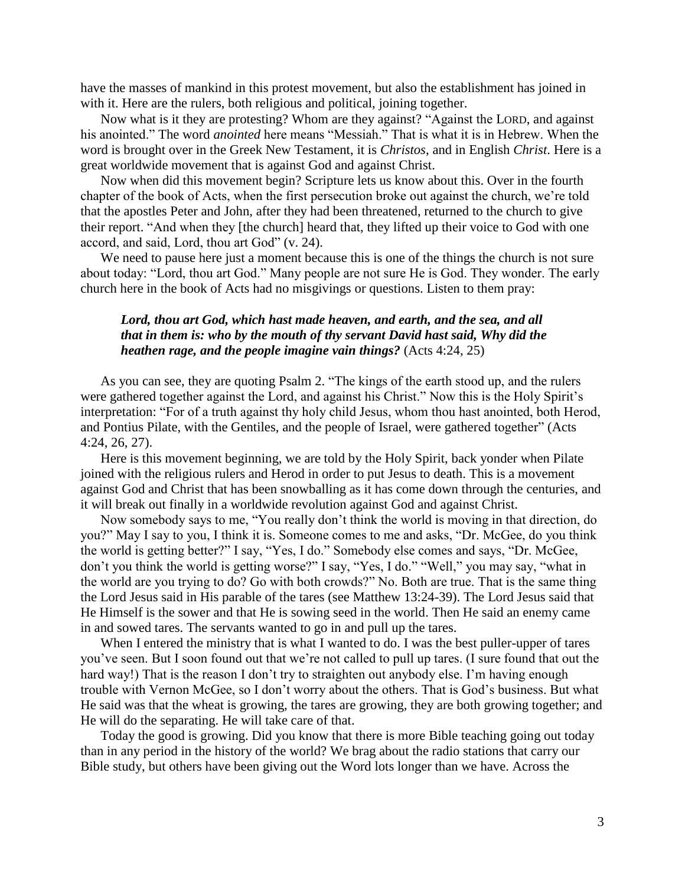have the masses of mankind in this protest movement, but also the establishment has joined in with it. Here are the rulers, both religious and political, joining together.

Now what is it they are protesting? Whom are they against? "Against the LORD, and against his anointed." The word *anointed* here means "Messiah." That is what it is in Hebrew. When the word is brought over in the Greek New Testament, it is *Christos*, and in English *Christ*. Here is a great worldwide movement that is against God and against Christ.

Now when did this movement begin? Scripture lets us know about this. Over in the fourth chapter of the book of Acts, when the first persecution broke out against the church, we're told that the apostles Peter and John, after they had been threatened, returned to the church to give their report. "And when they [the church] heard that, they lifted up their voice to God with one accord, and said, Lord, thou art God" (v. 24).

We need to pause here just a moment because this is one of the things the church is not sure about today: "Lord, thou art God." Many people are not sure He is God. They wonder. The early church here in the book of Acts had no misgivings or questions. Listen to them pray:

> ***Lord, thou art God, which hast made heaven, and earth, and the sea, and all that in them is: who by the mouth of thy servant David hast said, Why did the heathen rage, and the people imagine vain things?*** (Acts 4:24, 25)

As you can see, they are quoting Psalm 2. "The kings of the earth stood up, and the rulers were gathered together against the Lord, and against his Christ." Now this is the Holy Spirit's interpretation: "For of a truth against thy holy child Jesus, whom thou hast anointed, both Herod, and Pontius Pilate, with the Gentiles, and the people of Israel, were gathered together" (Acts 4:24, 26, 27).

Here is this movement beginning, we are told by the Holy Spirit, back yonder when Pilate joined with the religious rulers and Herod in order to put Jesus to death. This is a movement against God and Christ that has been snowballing as it has come down through the centuries, and it will break out finally in a worldwide revolution against God and against Christ.

Now somebody says to me, "You really don't think the world is moving in that direction, do you?" May I say to you, I think it is. Someone comes to me and asks, "Dr. McGee, do you think the world is getting better?" I say, "Yes, I do." Somebody else comes and says, "Dr. McGee, don't you think the world is getting worse?" I say, "Yes, I do." "Well," you may say, "what in the world are you trying to do? Go with both crowds?" No. Both are true. That is the same thing the Lord Jesus said in His parable of the tares (see Matthew 13:24-39). The Lord Jesus said that He Himself is the sower and that He is sowing seed in the world. Then He said an enemy came in and sowed tares. The servants wanted to go in and pull up the tares.

When I entered the ministry that is what I wanted to do. I was the best puller-upper of tares you've seen. But I soon found out that we're not called to pull up tares. (I sure found that out the hard way!) That is the reason I don't try to straighten out anybody else. I'm having enough trouble with Vernon McGee, so I don't worry about the others. That is God's business. But what He said was that the wheat is growing, the tares are growing, they are both growing together; and He will do the separating. He will take care of that.

Today the good is growing. Did you know that there is more Bible teaching going out today than in any period in the history of the world? We brag about the radio stations that carry our Bible study, but others have been giving out the Word lots longer than we have. Across the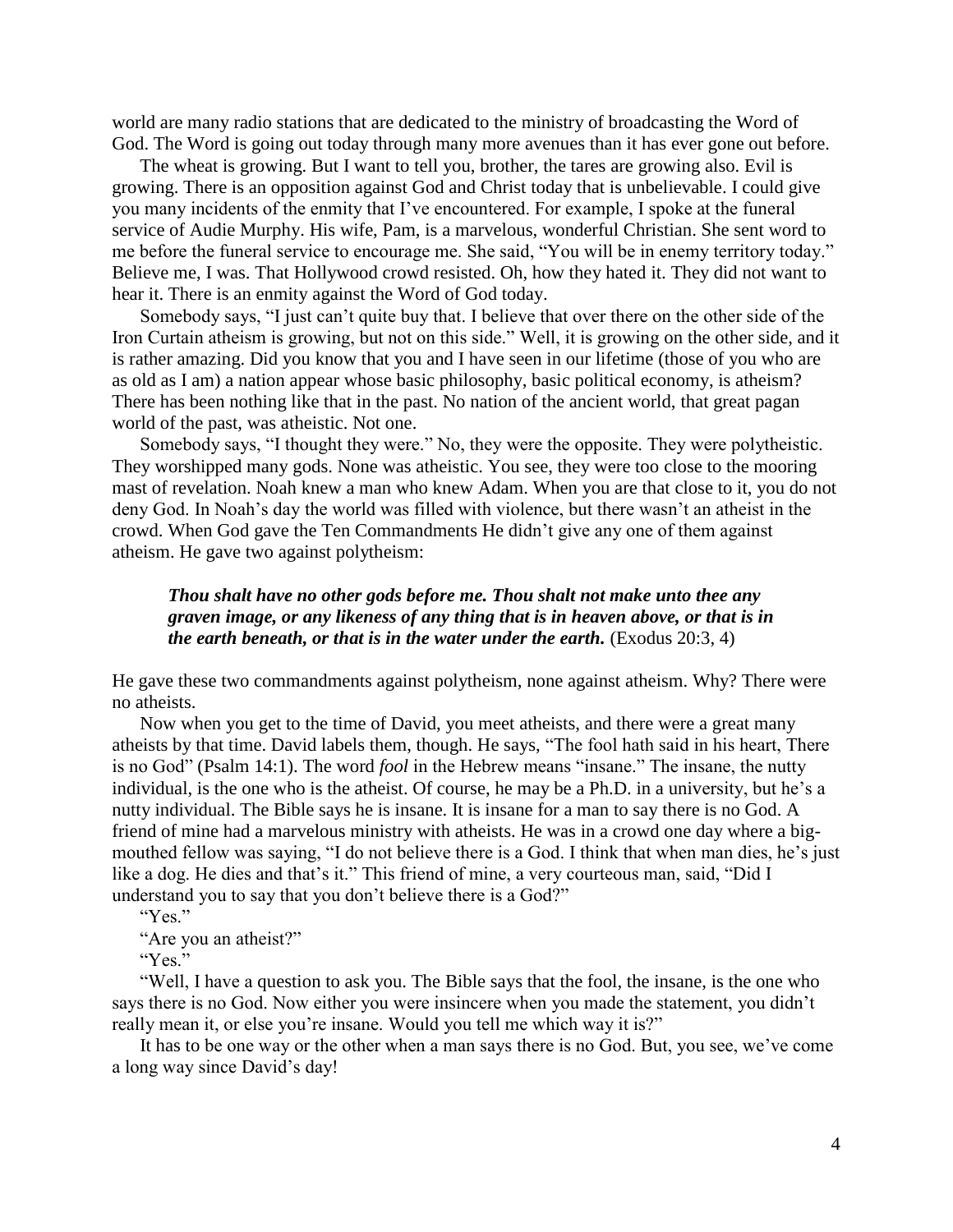world are many radio stations that are dedicated to the ministry of broadcasting the Word of God. The Word is going out today through many more avenues than it has ever gone out before.

The wheat is growing. But I want to tell you, brother, the tares are growing also. Evil is growing. There is an opposition against God and Christ today that is unbelievable. I could give you many incidents of the enmity that I've encountered. For example, I spoke at the funeral service of Audie Murphy. His wife, Pam, is a marvelous, wonderful Christian. She sent word to me before the funeral service to encourage me. She said, "You will be in enemy territory today." Believe me, I was. That Hollywood crowd resisted. Oh, how they hated it. They did not want to hear it. There is an enmity against the Word of God today.

Somebody says, "I just can't quite buy that. I believe that over there on the other side of the Iron Curtain atheism is growing, but not on this side." Well, it is growing on the other side, and it is rather amazing. Did you know that you and I have seen in our lifetime (those of you who are as old as I am) a nation appear whose basic philosophy, basic political economy, is atheism? There has been nothing like that in the past. No nation of the ancient world, that great pagan world of the past, was atheistic. Not one.

Somebody says, "I thought they were." No, they were the opposite. They were polytheistic. They worshipped many gods. None was atheistic. You see, they were too close to the mooring mast of revelation. Noah knew a man who knew Adam. When you are that close to it, you do not deny God. In Noah's day the world was filled with violence, but there wasn't an atheist in the crowd. When God gave the Ten Commandments He didn't give any one of them against atheism. He gave two against polytheism:

> ***Thou shalt have no other gods before me. Thou shalt not make unto thee any graven image, or any likeness of any thing that is in heaven above, or that is in the earth beneath, or that is in the water under the earth.*** (Exodus 20:3, 4)

He gave these two commandments against polytheism, none against atheism. Why? There were no atheists.

Now when you get to the time of David, you meet atheists, and there were a great many atheists by that time. David labels them, though. He says, "The fool hath said in his heart, There is no God" (Psalm 14:1). The word *fool* in the Hebrew means "insane." The insane, the nutty individual, is the one who is the atheist. Of course, he may be a Ph.D. in a university, but he's a nutty individual. The Bible says he is insane. It is insane for a man to say there is no God. A friend of mine had a marvelous ministry with atheists. He was in a crowd one day where a big-mouthed fellow was saying, "I do not believe there is a God. I think that when man dies, he's just like a dog. He dies and that's it." This friend of mine, a very courteous man, said, "Did I understand you to say that you don't believe there is a God?"

"Yes."

"Are you an atheist?"

"Yes."

"Well, I have a question to ask you. The Bible says that the fool, the insane, is the one who says there is no God. Now either you were insincere when you made the statement, you didn't really mean it, or else you're insane. Would you tell me which way it is?"

It has to be one way or the other when a man says there is no God. But, you see, we've come a long way since David's day!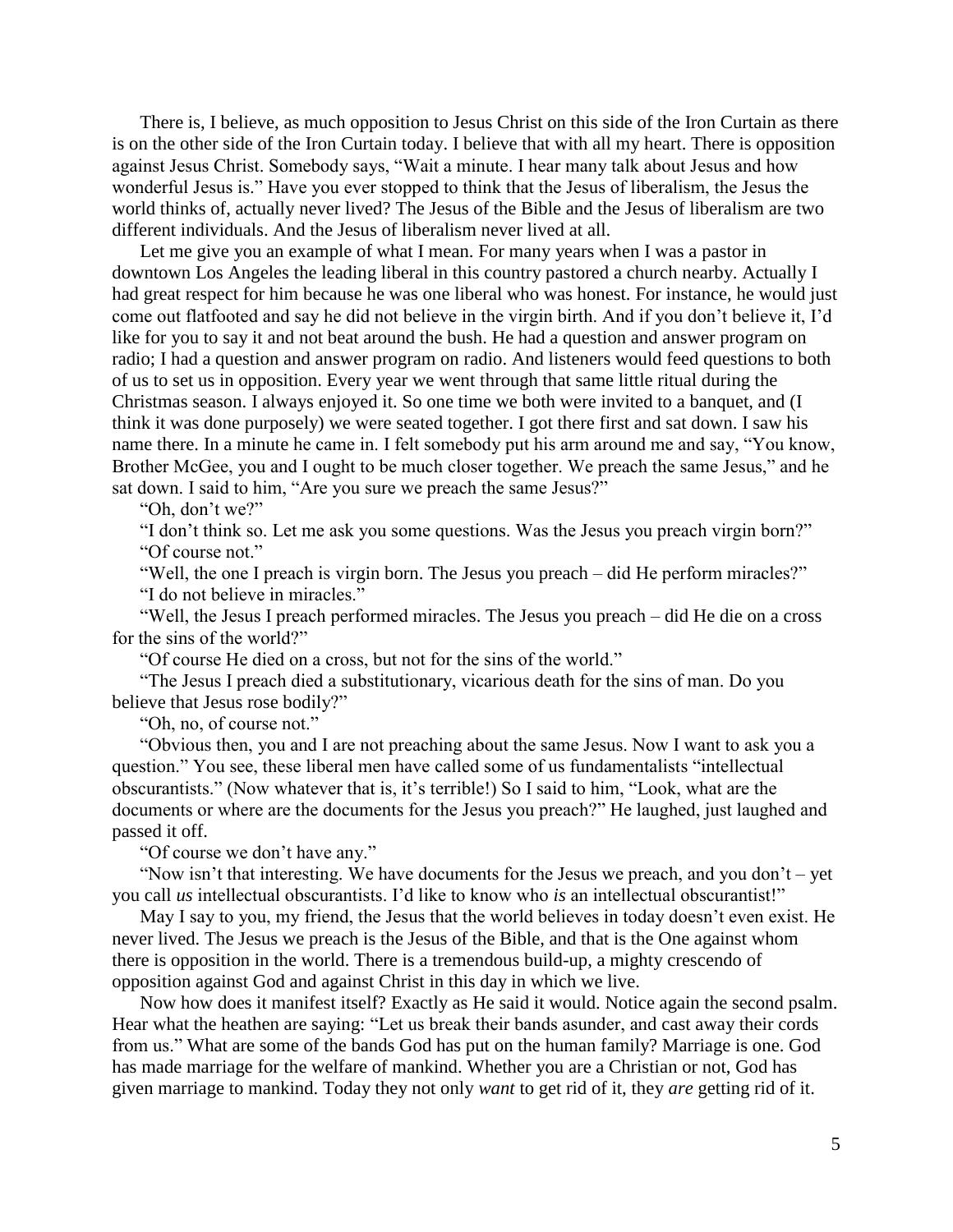There is, I believe, as much opposition to Jesus Christ on this side of the Iron Curtain as there is on the other side of the Iron Curtain today. I believe that with all my heart. There is opposition against Jesus Christ. Somebody says, "Wait a minute. I hear many talk about Jesus and how wonderful Jesus is." Have you ever stopped to think that the Jesus of liberalism, the Jesus the world thinks of, actually never lived? The Jesus of the Bible and the Jesus of liberalism are two different individuals. And the Jesus of liberalism never lived at all.

Let me give you an example of what I mean. For many years when I was a pastor in downtown Los Angeles the leading liberal in this country pastored a church nearby. Actually I had great respect for him because he was one liberal who was honest. For instance, he would just come out flatfooted and say he did not believe in the virgin birth. And if you don't believe it, I'd like for you to say it and not beat around the bush. He had a question and answer program on radio; I had a question and answer program on radio. And listeners would feed questions to both of us to set us in opposition. Every year we went through that same little ritual during the Christmas season. I always enjoyed it. So one time we both were invited to a banquet, and (I think it was done purposely) we were seated together. I got there first and sat down. I saw his name there. In a minute he came in. I felt somebody put his arm around me and say, "You know, Brother McGee, you and I ought to be much closer together. We preach the same Jesus," and he sat down. I said to him, "Are you sure we preach the same Jesus?"

"Oh, don't we?"

"I don't think so. Let me ask you some questions. Was the Jesus you preach virgin born?"

"Of course not."

"Well, the one I preach is virgin born. The Jesus you preach – did He perform miracles?"

"I do not believe in miracles."

"Well, the Jesus I preach performed miracles. The Jesus you preach – did He die on a cross for the sins of the world?"

"Of course He died on a cross, but not for the sins of the world."

"The Jesus I preach died a substitutionary, vicarious death for the sins of man. Do you believe that Jesus rose bodily?"

"Oh, no, of course not."

"Obvious then, you and I are not preaching about the same Jesus. Now I want to ask you a question." You see, these liberal men have called some of us fundamentalists "intellectual obscurantists." (Now whatever that is, it's terrible!) So I said to him, "Look, what are the documents or where are the documents for the Jesus you preach?" He laughed, just laughed and passed it off.

"Of course we don't have any."

"Now isn't that interesting. We have documents for the Jesus we preach, and you don't – yet you call *us* intellectual obscurantists. I'd like to know who *is* an intellectual obscurantist!"

May I say to you, my friend, the Jesus that the world believes in today doesn't even exist. He never lived. The Jesus we preach is the Jesus of the Bible, and that is the One against whom there is opposition in the world. There is a tremendous build-up, a mighty crescendo of opposition against God and against Christ in this day in which we live.

Now how does it manifest itself? Exactly as He said it would. Notice again the second psalm. Hear what the heathen are saying: "Let us break their bands asunder, and cast away their cords from us." What are some of the bands God has put on the human family? Marriage is one. God has made marriage for the welfare of mankind. Whether you are a Christian or not, God has given marriage to mankind. Today they not only *want* to get rid of it, they *are* getting rid of it.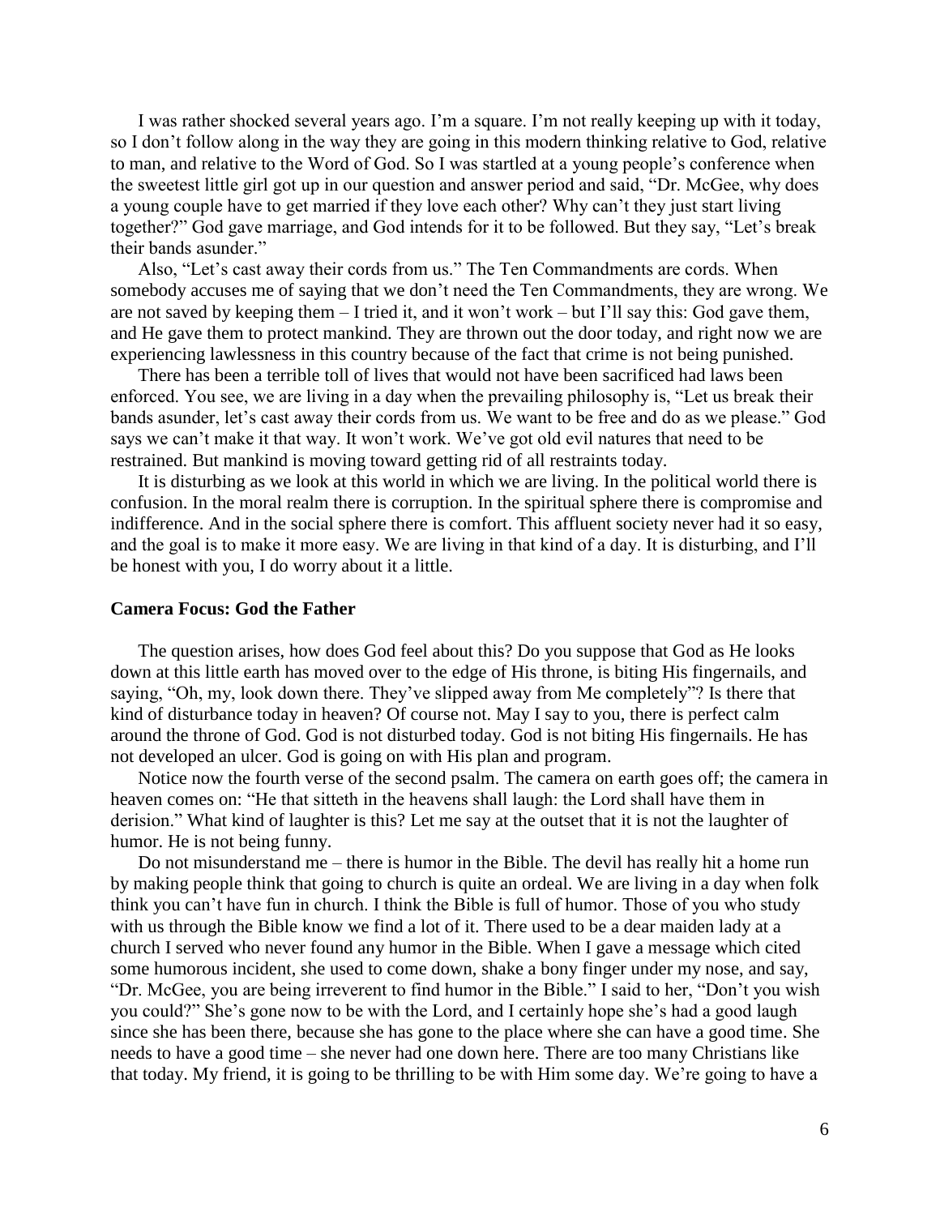I was rather shocked several years ago. I'm a square. I'm not really keeping up with it today, so I don't follow along in the way they are going in this modern thinking relative to God, relative to man, and relative to the Word of God. So I was startled at a young people's conference when the sweetest little girl got up in our question and answer period and said, "Dr. McGee, why does a young couple have to get married if they love each other? Why can't they just start living together?" God gave marriage, and God intends for it to be followed. But they say, "Let's break their bands asunder."

Also, "Let's cast away their cords from us." The Ten Commandments are cords. When somebody accuses me of saying that we don't need the Ten Commandments, they are wrong. We are not saved by keeping them – I tried it, and it won't work – but I'll say this: God gave them, and He gave them to protect mankind. They are thrown out the door today, and right now we are experiencing lawlessness in this country because of the fact that crime is not being punished.

There has been a terrible toll of lives that would not have been sacrificed had laws been enforced. You see, we are living in a day when the prevailing philosophy is, "Let us break their bands asunder, let's cast away their cords from us. We want to be free and do as we please." God says we can't make it that way. It won't work. We've got old evil natures that need to be restrained. But mankind is moving toward getting rid of all restraints today.

It is disturbing as we look at this world in which we are living. In the political world there is confusion. In the moral realm there is corruption. In the spiritual sphere there is compromise and indifference. And in the social sphere there is comfort. This affluent society never had it so easy, and the goal is to make it more easy. We are living in that kind of a day. It is disturbing, and I'll be honest with you, I do worry about it a little.

**Camera Focus: God the Father**

The question arises, how does God feel about this? Do you suppose that God as He looks down at this little earth has moved over to the edge of His throne, is biting His fingernails, and saying, "Oh, my, look down there. They've slipped away from Me completely"? Is there that kind of disturbance today in heaven? Of course not. May I say to you, there is perfect calm around the throne of God. God is not disturbed today. God is not biting His fingernails. He has not developed an ulcer. God is going on with His plan and program.

Notice now the fourth verse of the second psalm. The camera on earth goes off; the camera in heaven comes on: "He that sitteth in the heavens shall laugh: the Lord shall have them in derision." What kind of laughter is this? Let me say at the outset that it is not the laughter of humor. He is not being funny.

Do not misunderstand me – there is humor in the Bible. The devil has really hit a home run by making people think that going to church is quite an ordeal. We are living in a day when folk think you can't have fun in church. I think the Bible is full of humor. Those of you who study with us through the Bible know we find a lot of it. There used to be a dear maiden lady at a church I served who never found any humor in the Bible. When I gave a message which cited some humorous incident, she used to come down, shake a bony finger under my nose, and say, "Dr. McGee, you are being irreverent to find humor in the Bible." I said to her, "Don't you wish you could?" She's gone now to be with the Lord, and I certainly hope she's had a good laugh since she has been there, because she has gone to the place where she can have a good time. She needs to have a good time – she never had one down here. There are too many Christians like that today. My friend, it is going to be thrilling to be with Him some day. We're going to have a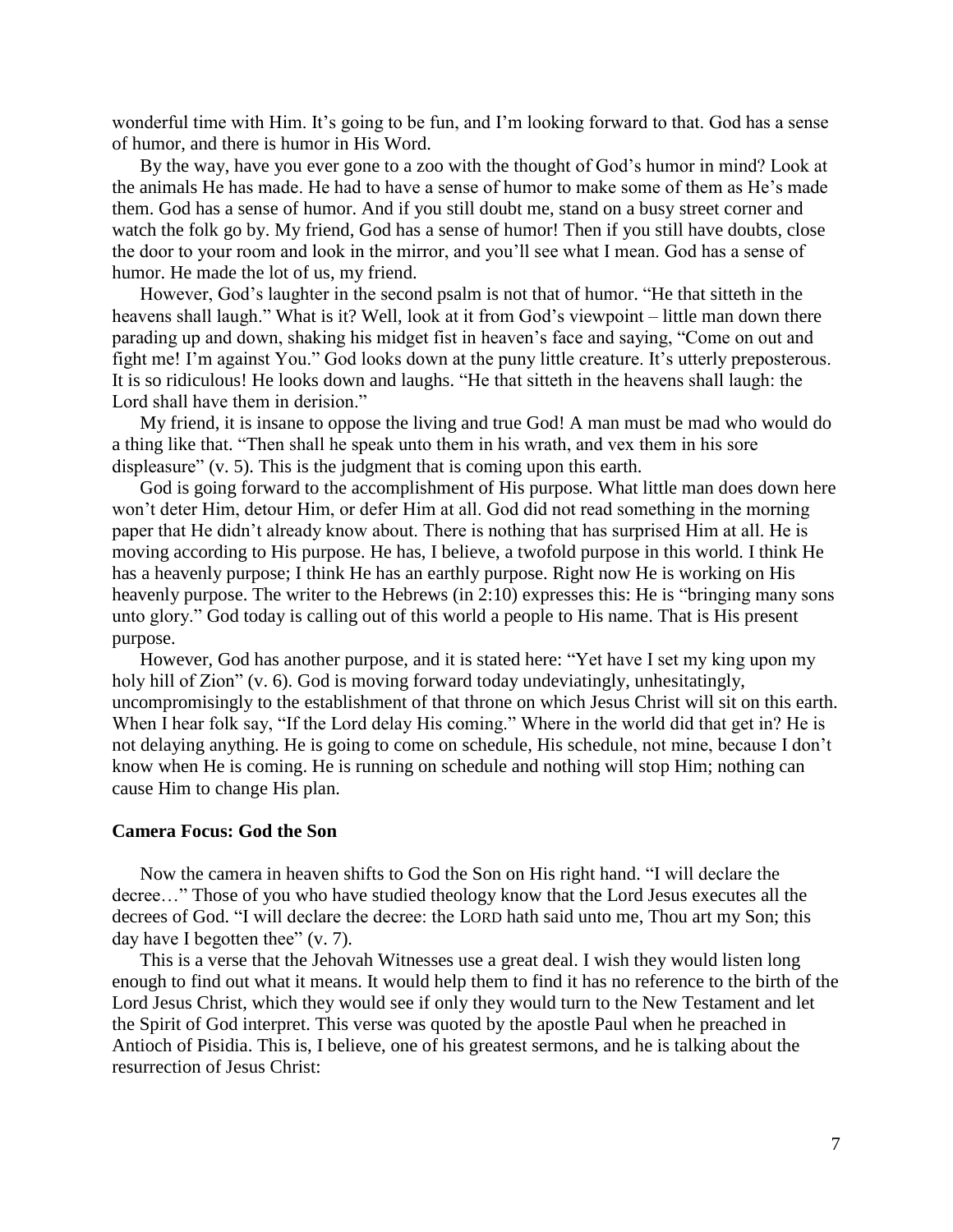wonderful time with Him. It's going to be fun, and I'm looking forward to that. God has a sense of humor, and there is humor in His Word.

By the way, have you ever gone to a zoo with the thought of God's humor in mind? Look at the animals He has made. He had to have a sense of humor to make some of them as He's made them. God has a sense of humor. And if you still doubt me, stand on a busy street corner and watch the folk go by. My friend, God has a sense of humor! Then if you still have doubts, close the door to your room and look in the mirror, and you'll see what I mean. God has a sense of humor. He made the lot of us, my friend.

However, God's laughter in the second psalm is not that of humor. "He that sitteth in the heavens shall laugh." What is it? Well, look at it from God's viewpoint – little man down there parading up and down, shaking his midget fist in heaven's face and saying, "Come on out and fight me! I'm against You." God looks down at the puny little creature. It's utterly preposterous. It is so ridiculous! He looks down and laughs. "He that sitteth in the heavens shall laugh: the Lord shall have them in derision."

My friend, it is insane to oppose the living and true God! A man must be mad who would do a thing like that. "Then shall he speak unto them in his wrath, and vex them in his sore displeasure" (v. 5). This is the judgment that is coming upon this earth.

God is going forward to the accomplishment of His purpose. What little man does down here won't deter Him, detour Him, or defer Him at all. God did not read something in the morning paper that He didn't already know about. There is nothing that has surprised Him at all. He is moving according to His purpose. He has, I believe, a twofold purpose in this world. I think He has a heavenly purpose; I think He has an earthly purpose. Right now He is working on His heavenly purpose. The writer to the Hebrews (in 2:10) expresses this: He is "bringing many sons unto glory." God today is calling out of this world a people to His name. That is His present purpose.

However, God has another purpose, and it is stated here: "Yet have I set my king upon my holy hill of Zion" (v. 6). God is moving forward today undeviatingly, unhesitatingly, uncompromisingly to the establishment of that throne on which Jesus Christ will sit on this earth. When I hear folk say, "If the Lord delay His coming." Where in the world did that get in? He is not delaying anything. He is going to come on schedule, His schedule, not mine, because I don't know when He is coming. He is running on schedule and nothing will stop Him; nothing can cause Him to change His plan.

### Camera Focus: God the Son

Now the camera in heaven shifts to God the Son on His right hand. "I will declare the decree…" Those of you who have studied theology know that the Lord Jesus executes all the decrees of God. "I will declare the decree: the LORD hath said unto me, Thou art my Son; this day have I begotten thee" (v. 7).

This is a verse that the Jehovah Witnesses use a great deal. I wish they would listen long enough to find out what it means. It would help them to find it has no reference to the birth of the Lord Jesus Christ, which they would see if only they would turn to the New Testament and let the Spirit of God interpret. This verse was quoted by the apostle Paul when he preached in Antioch of Pisidia. This is, I believe, one of his greatest sermons, and he is talking about the resurrection of Jesus Christ: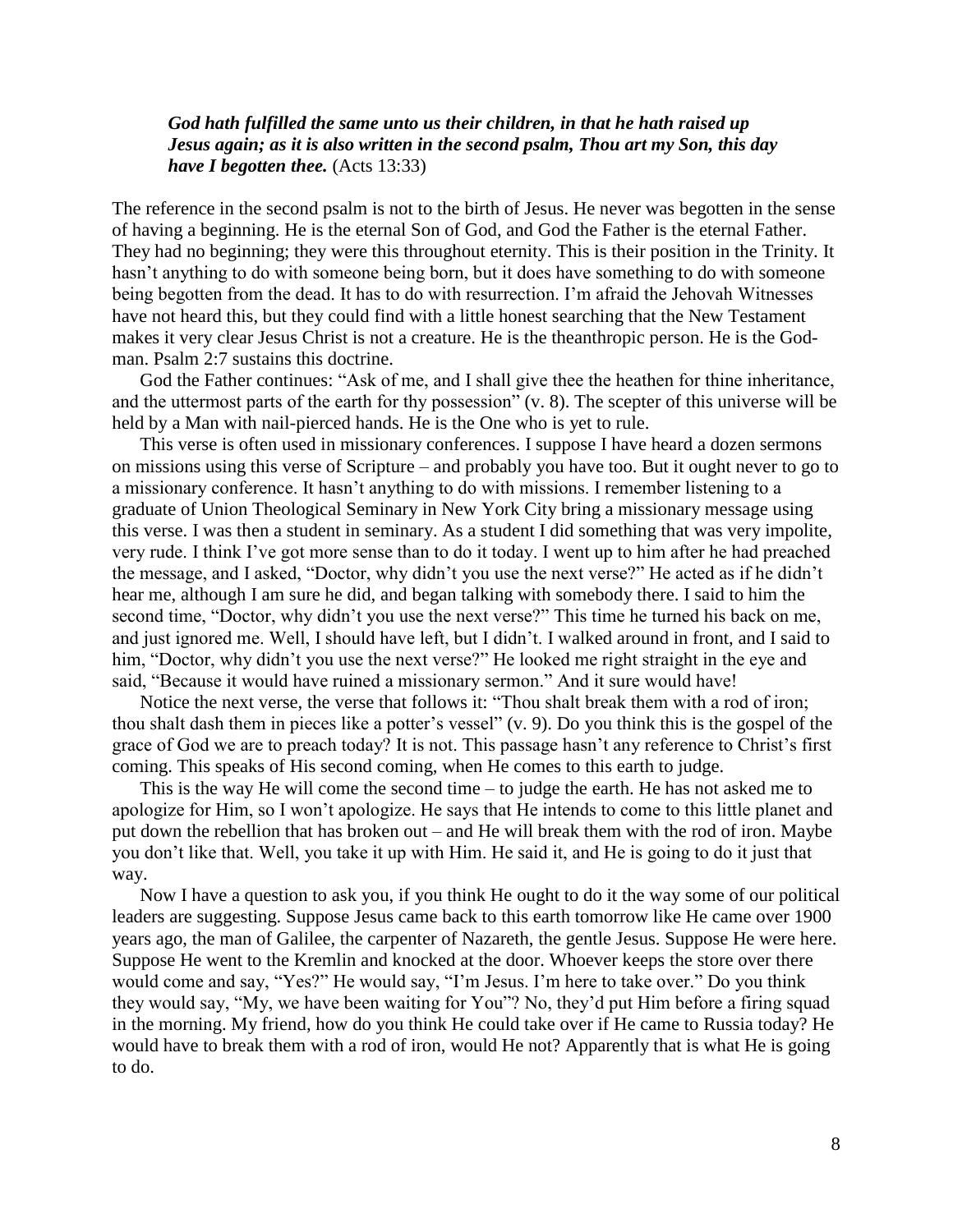> ***God hath fulfilled the same unto us their children, in that he hath raised up Jesus again; as it is also written in the second psalm, Thou art my Son, this day have I begotten thee.*** (Acts 13:33)

The reference in the second psalm is not to the birth of Jesus. He never was begotten in the sense of having a beginning. He is the eternal Son of God, and God the Father is the eternal Father. They had no beginning; they were this throughout eternity. This is their position in the Trinity. It hasn't anything to do with someone being born, but it does have something to do with someone being begotten from the dead. It has to do with resurrection. I'm afraid the Jehovah Witnesses have not heard this, but they could find with a little honest searching that the New Testament makes it very clear Jesus Christ is not a creature. He is the theanthropic person. He is the God-man. Psalm 2:7 sustains this doctrine.

God the Father continues: "Ask of me, and I shall give thee the heathen for thine inheritance, and the uttermost parts of the earth for thy possession" (v. 8). The scepter of this universe will be held by a Man with nail-pierced hands. He is the One who is yet to rule.

This verse is often used in missionary conferences. I suppose I have heard a dozen sermons on missions using this verse of Scripture – and probably you have too. But it ought never to go to a missionary conference. It hasn't anything to do with missions. I remember listening to a graduate of Union Theological Seminary in New York City bring a missionary message using this verse. I was then a student in seminary. As a student I did something that was very impolite, very rude. I think I've got more sense than to do it today. I went up to him after he had preached the message, and I asked, "Doctor, why didn't you use the next verse?" He acted as if he didn't hear me, although I am sure he did, and began talking with somebody there. I said to him the second time, "Doctor, why didn't you use the next verse?" This time he turned his back on me, and just ignored me. Well, I should have left, but I didn't. I walked around in front, and I said to him, "Doctor, why didn't you use the next verse?" He looked me right straight in the eye and said, "Because it would have ruined a missionary sermon." And it sure would have!

Notice the next verse, the verse that follows it: "Thou shalt break them with a rod of iron; thou shalt dash them in pieces like a potter's vessel" (v. 9). Do you think this is the gospel of the grace of God we are to preach today? It is not. This passage hasn't any reference to Christ's first coming. This speaks of His second coming, when He comes to this earth to judge.

This is the way He will come the second time – to judge the earth. He has not asked me to apologize for Him, so I won't apologize. He says that He intends to come to this little planet and put down the rebellion that has broken out – and He will break them with the rod of iron. Maybe you don't like that. Well, you take it up with Him. He said it, and He is going to do it just that way.

Now I have a question to ask you, if you think He ought to do it the way some of our political leaders are suggesting. Suppose Jesus came back to this earth tomorrow like He came over 1900 years ago, the man of Galilee, the carpenter of Nazareth, the gentle Jesus. Suppose He were here. Suppose He went to the Kremlin and knocked at the door. Whoever keeps the store over there would come and say, "Yes?" He would say, "I'm Jesus. I'm here to take over." Do you think they would say, "My, we have been waiting for You"? No, they'd put Him before a firing squad in the morning. My friend, how do you think He could take over if He came to Russia today? He would have to break them with a rod of iron, would He not? Apparently that is what He is going to do.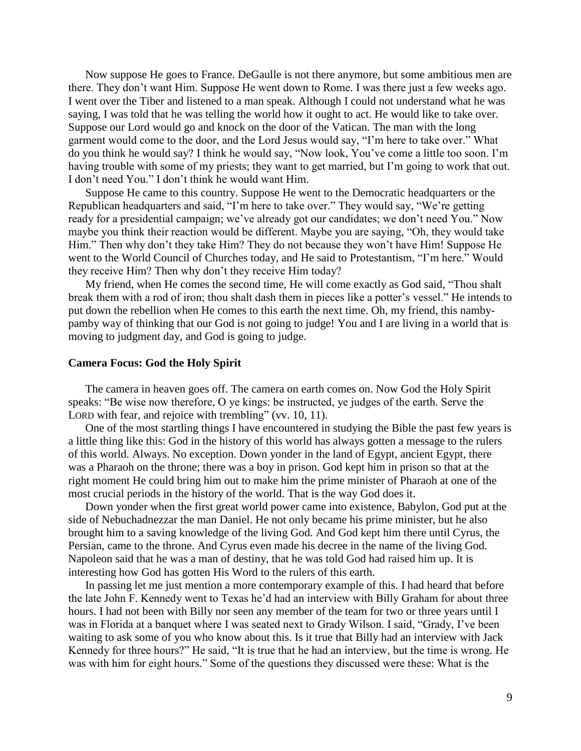Now suppose He goes to France. DeGaulle is not there anymore, but some ambitious men are there. They don't want Him. Suppose He went down to Rome. I was there just a few weeks ago. I went over the Tiber and listened to a man speak. Although I could not understand what he was saying, I was told that he was telling the world how it ought to act. He would like to take over. Suppose our Lord would go and knock on the door of the Vatican. The man with the long garment would come to the door, and the Lord Jesus would say, "I'm here to take over." What do you think he would say? I think he would say, "Now look, You've come a little too soon. I'm having trouble with some of my priests; they want to get married, but I'm going to work that out. I don't need You." I don't think he would want Him.

Suppose He came to this country. Suppose He went to the Democratic headquarters or the Republican headquarters and said, "I'm here to take over." They would say, "We're getting ready for a presidential campaign; we've already got our candidates; we don't need You." Now maybe you think their reaction would be different. Maybe you are saying, "Oh, they would take Him." Then why don't they take Him? They do not because they won't have Him! Suppose He went to the World Council of Churches today, and He said to Protestantism, "I'm here." Would they receive Him? Then why don't they receive Him today?

My friend, when He comes the second time, He will come exactly as God said, "Thou shalt break them with a rod of iron; thou shalt dash them in pieces like a potter's vessel." He intends to put down the rebellion when He comes to this earth the next time. Oh, my friend, this namby-pamby way of thinking that our God is not going to judge! You and I are living in a world that is moving to judgment day, and God is going to judge.

### Camera Focus: God the Holy Spirit

The camera in heaven goes off. The camera on earth comes on. Now God the Holy Spirit speaks: "Be wise now therefore, O ye kings: be instructed, ye judges of the earth. Serve the LORD with fear, and rejoice with trembling" (vv. 10, 11).

One of the most startling things I have encountered in studying the Bible the past few years is a little thing like this: God in the history of this world has always gotten a message to the rulers of this world. Always. No exception. Down yonder in the land of Egypt, ancient Egypt, there was a Pharaoh on the throne; there was a boy in prison. God kept him in prison so that at the right moment He could bring him out to make him the prime minister of Pharaoh at one of the most crucial periods in the history of the world. That is the way God does it.

Down yonder when the first great world power came into existence, Babylon, God put at the side of Nebuchadnezzar the man Daniel. He not only became his prime minister, but he also brought him to a saving knowledge of the living God. And God kept him there until Cyrus, the Persian, came to the throne. And Cyrus even made his decree in the name of the living God. Napoleon said that he was a man of destiny, that he was told God had raised him up. It is interesting how God has gotten His Word to the rulers of this earth.

In passing let me just mention a more contemporary example of this. I had heard that before the late John F. Kennedy went to Texas he'd had an interview with Billy Graham for about three hours. I had not been with Billy nor seen any member of the team for two or three years until I was in Florida at a banquet where I was seated next to Grady Wilson. I said, "Grady, I've been waiting to ask some of you who know about this. Is it true that Billy had an interview with Jack Kennedy for three hours?" He said, "It is true that he had an interview, but the time is wrong. He was with him for eight hours." Some of the questions they discussed were these: What is the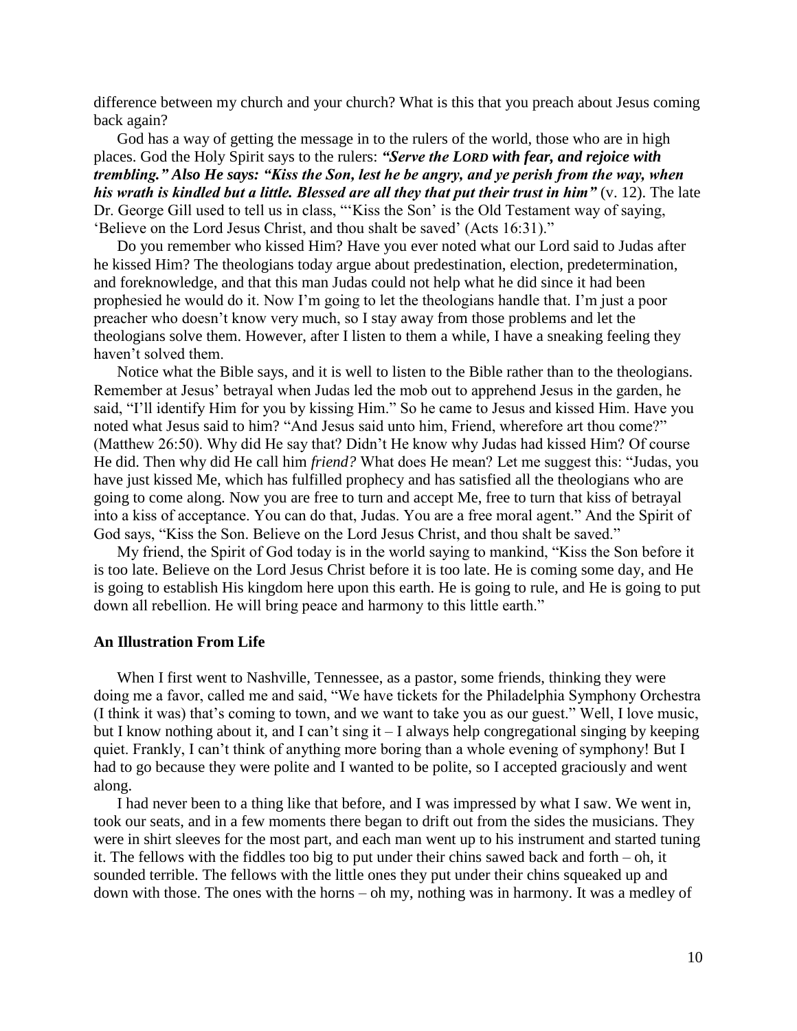difference between my church and your church? What is this that you preach about Jesus coming back again?

God has a way of getting the message in to the rulers of the world, those who are in high places. God the Holy Spirit says to the rulers: ***"Serve the LORD with fear, and rejoice with trembling." Also He says: "Kiss the Son, lest he be angry, and ye perish from the way, when his wrath is kindled but a little. Blessed are all they that put their trust in him"*** (v. 12). The late Dr. George Gill used to tell us in class, "'Kiss the Son' is the Old Testament way of saying, 'Believe on the Lord Jesus Christ, and thou shalt be saved' (Acts 16:31)."

Do you remember who kissed Him? Have you ever noted what our Lord said to Judas after he kissed Him? The theologians today argue about predestination, election, predetermination, and foreknowledge, and that this man Judas could not help what he did since it had been prophesied he would do it. Now I'm going to let the theologians handle that. I'm just a poor preacher who doesn't know very much, so I stay away from those problems and let the theologians solve them. However, after I listen to them a while, I have a sneaking feeling they haven't solved them.

Notice what the Bible says, and it is well to listen to the Bible rather than to the theologians. Remember at Jesus' betrayal when Judas led the mob out to apprehend Jesus in the garden, he said, "I'll identify Him for you by kissing Him." So he came to Jesus and kissed Him. Have you noted what Jesus said to him? "And Jesus said unto him, Friend, wherefore art thou come?" (Matthew 26:50). Why did He say that? Didn't He know why Judas had kissed Him? Of course He did. Then why did He call him *friend?* What does He mean? Let me suggest this: "Judas, you have just kissed Me, which has fulfilled prophecy and has satisfied all the theologians who are going to come along. Now you are free to turn and accept Me, free to turn that kiss of betrayal into a kiss of acceptance. You can do that, Judas. You are a free moral agent." And the Spirit of God says, "Kiss the Son. Believe on the Lord Jesus Christ, and thou shalt be saved."

My friend, the Spirit of God today is in the world saying to mankind, "Kiss the Son before it is too late. Believe on the Lord Jesus Christ before it is too late. He is coming some day, and He is going to establish His kingdom here upon this earth. He is going to rule, and He is going to put down all rebellion. He will bring peace and harmony to this little earth."

### An Illustration From Life

When I first went to Nashville, Tennessee, as a pastor, some friends, thinking they were doing me a favor, called me and said, "We have tickets for the Philadelphia Symphony Orchestra (I think it was) that's coming to town, and we want to take you as our guest." Well, I love music, but I know nothing about it, and I can't sing it – I always help congregational singing by keeping quiet. Frankly, I can't think of anything more boring than a whole evening of symphony! But I had to go because they were polite and I wanted to be polite, so I accepted graciously and went along.

I had never been to a thing like that before, and I was impressed by what I saw. We went in, took our seats, and in a few moments there began to drift out from the sides the musicians. They were in shirt sleeves for the most part, and each man went up to his instrument and started tuning it. The fellows with the fiddles too big to put under their chins sawed back and forth – oh, it sounded terrible. The fellows with the little ones they put under their chins squeaked up and down with those. The ones with the horns – oh my, nothing was in harmony. It was a medley of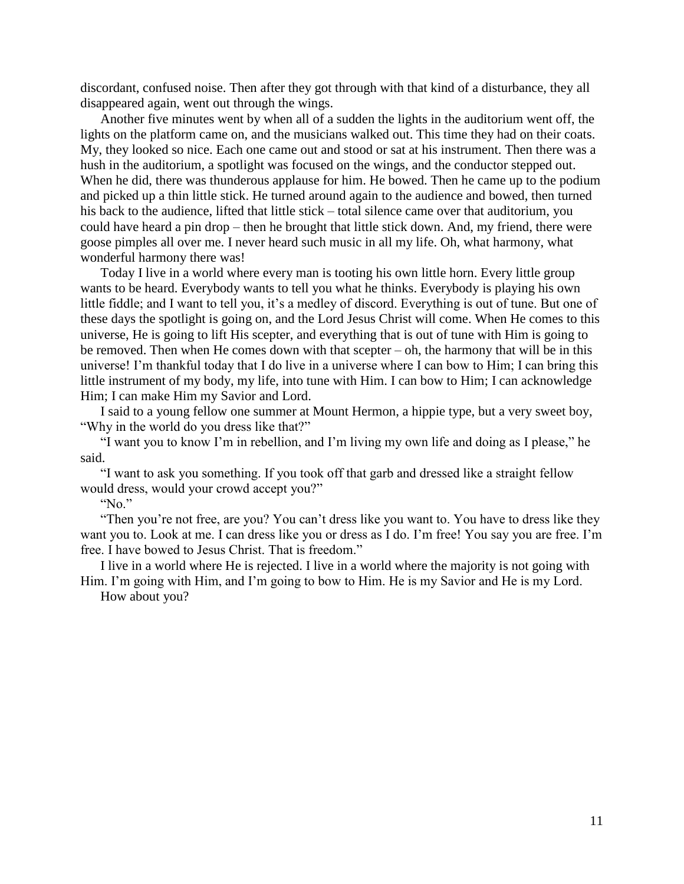discordant, confused noise. Then after they got through with that kind of a disturbance, they all disappeared again, went out through the wings.

Another five minutes went by when all of a sudden the lights in the auditorium went off, the lights on the platform came on, and the musicians walked out. This time they had on their coats. My, they looked so nice. Each one came out and stood or sat at his instrument. Then there was a hush in the auditorium, a spotlight was focused on the wings, and the conductor stepped out. When he did, there was thunderous applause for him. He bowed. Then he came up to the podium and picked up a thin little stick. He turned around again to the audience and bowed, then turned his back to the audience, lifted that little stick – total silence came over that auditorium, you could have heard a pin drop – then he brought that little stick down. And, my friend, there were goose pimples all over me. I never heard such music in all my life. Oh, what harmony, what wonderful harmony there was!

Today I live in a world where every man is tooting his own little horn. Every little group wants to be heard. Everybody wants to tell you what he thinks. Everybody is playing his own little fiddle; and I want to tell you, it's a medley of discord. Everything is out of tune. But one of these days the spotlight is going on, and the Lord Jesus Christ will come. When He comes to this universe, He is going to lift His scepter, and everything that is out of tune with Him is going to be removed. Then when He comes down with that scepter – oh, the harmony that will be in this universe! I'm thankful today that I do live in a universe where I can bow to Him; I can bring this little instrument of my body, my life, into tune with Him. I can bow to Him; I can acknowledge Him; I can make Him my Savior and Lord.

I said to a young fellow one summer at Mount Hermon, a hippie type, but a very sweet boy, "Why in the world do you dress like that?"

"I want you to know I'm in rebellion, and I'm living my own life and doing as I please," he said.

"I want to ask you something. If you took off that garb and dressed like a straight fellow would dress, would your crowd accept you?"

"No."

"Then you're not free, are you? You can't dress like you want to. You have to dress like they want you to. Look at me. I can dress like you or dress as I do. I'm free! You say you are free. I'm free. I have bowed to Jesus Christ. That is freedom."

I live in a world where He is rejected. I live in a world where the majority is not going with Him. I'm going with Him, and I'm going to bow to Him. He is my Savior and He is my Lord.

How about you?